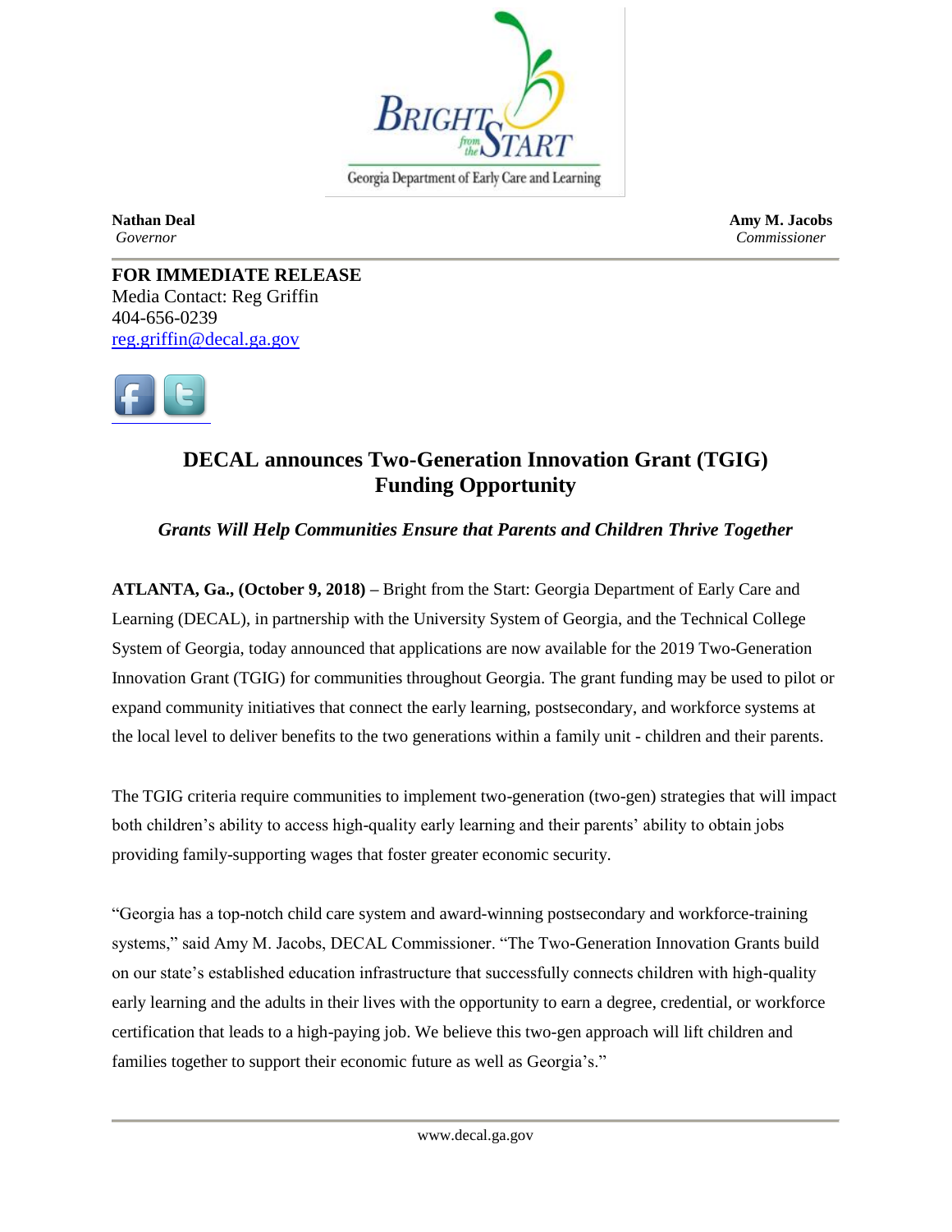Georgia Department of Early Care and Learning

**Nathan Deal**
*Governor*

**Amy M. Jacobs**
*Commissioner*

**FOR IMMEDIATE RELEASE**
Media Contact: Reg Griffin
404-656-0239
reg.griffin@decal.ga.gov

# DECAL announces Two-Generation Innovation Grant (TGIG) Funding Opportunity

***Grants Will Help Communities Ensure that Parents and Children Thrive Together***

**ATLANTA, Ga., (October 9, 2018) –** Bright from the Start: Georgia Department of Early Care and Learning (DECAL), in partnership with the University System of Georgia, and the Technical College System of Georgia, today announced that applications are now available for the 2019 Two-Generation Innovation Grant (TGIG) for communities throughout Georgia. The grant funding may be used to pilot or expand community initiatives that connect the early learning, postsecondary, and workforce systems at the local level to deliver benefits to the two generations within a family unit - children and their parents.

The TGIG criteria require communities to implement two-generation (two-gen) strategies that will impact both children's ability to access high-quality early learning and their parents' ability to obtain jobs providing family-supporting wages that foster greater economic security.

"Georgia has a top-notch child care system and award-winning postsecondary and workforce-training systems," said Amy M. Jacobs, DECAL Commissioner. "The Two-Generation Innovation Grants build on our state's established education infrastructure that successfully connects children with high-quality early learning and the adults in their lives with the opportunity to earn a degree, credential, or workforce certification that leads to a high-paying job. We believe this two-gen approach will lift children and families together to support their economic future as well as Georgia's."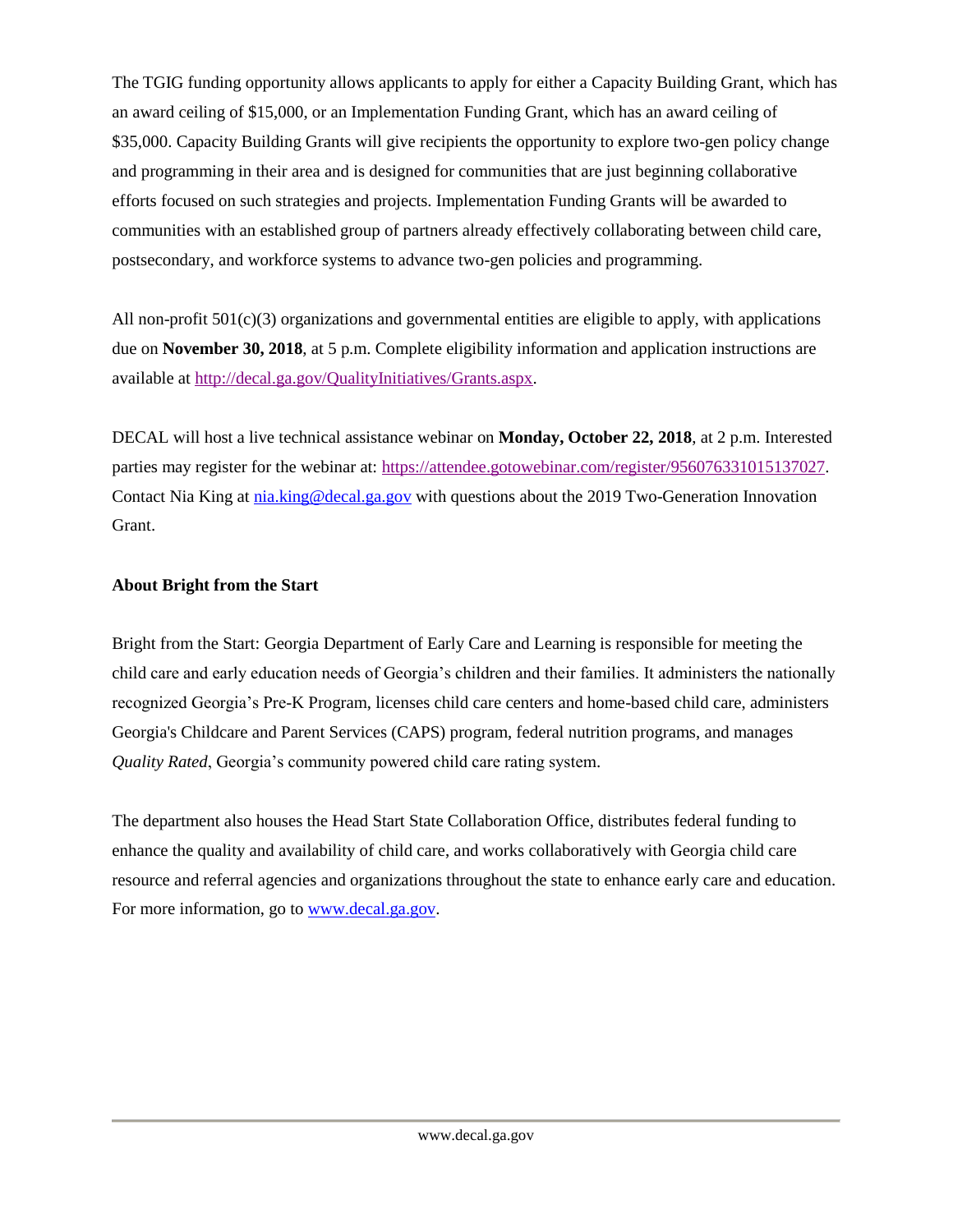The TGIG funding opportunity allows applicants to apply for either a Capacity Building Grant, which has an award ceiling of $15,000, or an Implementation Funding Grant, which has an award ceiling of $35,000. Capacity Building Grants will give recipients the opportunity to explore two-gen policy change and programming in their area and is designed for communities that are just beginning collaborative efforts focused on such strategies and projects. Implementation Funding Grants will be awarded to communities with an established group of partners already effectively collaborating between child care, postsecondary, and workforce systems to advance two-gen policies and programming.

All non-profit 501(c)(3) organizations and governmental entities are eligible to apply, with applications due on **November 30, 2018**, at 5 p.m. Complete eligibility information and application instructions are available at [http://decal.ga.gov/QualityInitiatives/Grants.aspx](http://decal.ga.gov/QualityInitiatives/Grants.aspx).

DECAL will host a live technical assistance webinar on **Monday, October 22, 2018**, at 2 p.m. Interested parties may register for the webinar at: [https://attendee.gotowebinar.com/register/956076331015137027](https://attendee.gotowebinar.com/register/956076331015137027). Contact Nia King at [nia.king@decal.ga.gov](mailto:nia.king@decal.ga.gov) with questions about the 2019 Two-Generation Innovation Grant.

**About Bright from the Start**

Bright from the Start: Georgia Department of Early Care and Learning is responsible for meeting the child care and early education needs of Georgia's children and their families. It administers the nationally recognized Georgia's Pre-K Program, licenses child care centers and home-based child care, administers Georgia's Childcare and Parent Services (CAPS) program, federal nutrition programs, and manages *Quality Rated*, Georgia's community powered child care rating system.

The department also houses the Head Start State Collaboration Office, distributes federal funding to enhance the quality and availability of child care, and works collaboratively with Georgia child care resource and referral agencies and organizations throughout the state to enhance early care and education. For more information, go to [www.decal.ga.gov](http://www.decal.ga.gov).